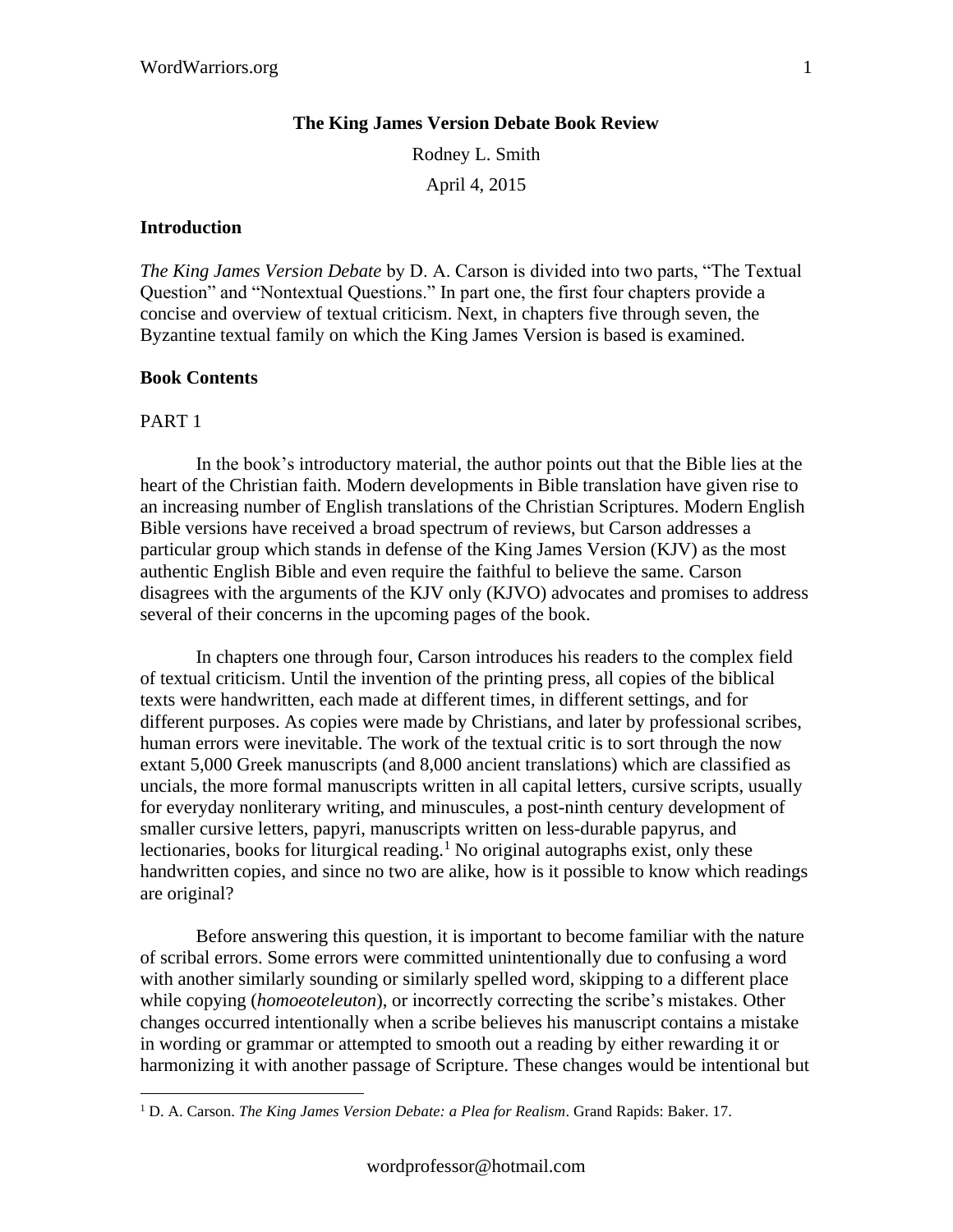**The King James Version Debate Book Review**

Rodney L. Smith

April 4, 2015

## Introduction

*The King James Version Debate* by D. A. Carson is divided into two parts, "The Textual Question" and "Nontextual Questions." In part one, the first four chapters provide a concise and overview of textual criticism. Next, in chapters five through seven, the Byzantine textual family on which the King James Version is based is examined.

## Book Contents

### PART 1

In the book's introductory material, the author points out that the Bible lies at the heart of the Christian faith. Modern developments in Bible translation have given rise to an increasing number of English translations of the Christian Scriptures. Modern English Bible versions have received a broad spectrum of reviews, but Carson addresses a particular group which stands in defense of the King James Version (KJV) as the most authentic English Bible and even require the faithful to believe the same. Carson disagrees with the arguments of the KJV only (KJVO) advocates and promises to address several of their concerns in the upcoming pages of the book.

In chapters one through four, Carson introduces his readers to the complex field of textual criticism. Until the invention of the printing press, all copies of the biblical texts were handwritten, each made at different times, in different settings, and for different purposes. As copies were made by Christians, and later by professional scribes, human errors were inevitable. The work of the textual critic is to sort through the now extant 5,000 Greek manuscripts (and 8,000 ancient translations) which are classified as uncials, the more formal manuscripts written in all capital letters, cursive scripts, usually for everyday nonliterary writing, and minuscules, a post-ninth century development of smaller cursive letters, papyri, manuscripts written on less-durable papyrus, and lectionaries, books for liturgical reading.[1] No original autographs exist, only these handwritten copies, and since no two are alike, how is it possible to know which readings are original?

Before answering this question, it is important to become familiar with the nature of scribal errors. Some errors were committed unintentionally due to confusing a word with another similarly sounding or similarly spelled word, skipping to a different place while copying (*homoeoteleuton*), or incorrectly correcting the scribe's mistakes. Other changes occurred intentionally when a scribe believes his manuscript contains a mistake in wording or grammar or attempted to smooth out a reading by either rewarding it or harmonizing it with another passage of Scripture. These changes would be intentional but

[1] D. A. Carson. *The King James Version Debate: a Plea for Realism*. Grand Rapids: Baker. 17.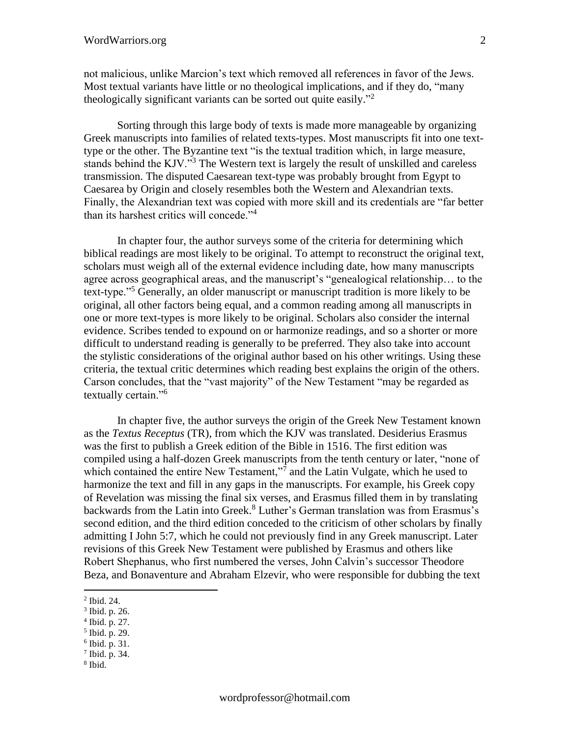not malicious, unlike Marcion's text which removed all references in favor of the Jews. Most textual variants have little or no theological implications, and if they do, "many theologically significant variants can be sorted out quite easily."[2]

Sorting through this large body of texts is made more manageable by organizing Greek manuscripts into families of related texts-types. Most manuscripts fit into one text-type or the other. The Byzantine text "is the textual tradition which, in large measure, stands behind the KJV."[3] The Western text is largely the result of unskilled and careless transmission. The disputed Caesarean text-type was probably brought from Egypt to Caesarea by Origin and closely resembles both the Western and Alexandrian texts. Finally, the Alexandrian text was copied with more skill and its credentials are "far better than its harshest critics will concede."[4]

In chapter four, the author surveys some of the criteria for determining which biblical readings are most likely to be original. To attempt to reconstruct the original text, scholars must weigh all of the external evidence including date, how many manuscripts agree across geographical areas, and the manuscript's "genealogical relationship… to the text-type."[5] Generally, an older manuscript or manuscript tradition is more likely to be original, all other factors being equal, and a common reading among all manuscripts in one or more text-types is more likely to be original. Scholars also consider the internal evidence. Scribes tended to expound on or harmonize readings, and so a shorter or more difficult to understand reading is generally to be preferred. They also take into account the stylistic considerations of the original author based on his other writings. Using these criteria, the textual critic determines which reading best explains the origin of the others. Carson concludes, that the "vast majority" of the New Testament "may be regarded as textually certain."[6]

In chapter five, the author surveys the origin of the Greek New Testament known as the *Textus Receptus* (TR), from which the KJV was translated. Desiderius Erasmus was the first to publish a Greek edition of the Bible in 1516. The first edition was compiled using a half-dozen Greek manuscripts from the tenth century or later, "none of which contained the entire New Testament,"[7] and the Latin Vulgate, which he used to harmonize the text and fill in any gaps in the manuscripts. For example, his Greek copy of Revelation was missing the final six verses, and Erasmus filled them in by translating backwards from the Latin into Greek.[8] Luther's German translation was from Erasmus's second edition, and the third edition conceded to the criticism of other scholars by finally admitting I John 5:7, which he could not previously find in any Greek manuscript. Later revisions of this Greek New Testament were published by Erasmus and others like Robert Shephanus, who first numbered the verses, John Calvin's successor Theodore Beza, and Bonaventure and Abraham Elzevir, who were responsible for dubbing the text

[2] Ibid. 24.
[3] Ibid. p. 26.
[4] Ibid. p. 27.
[5] Ibid. p. 29.
[6] Ibid. p. 31.
[7] Ibid. p. 34.
[8] Ibid.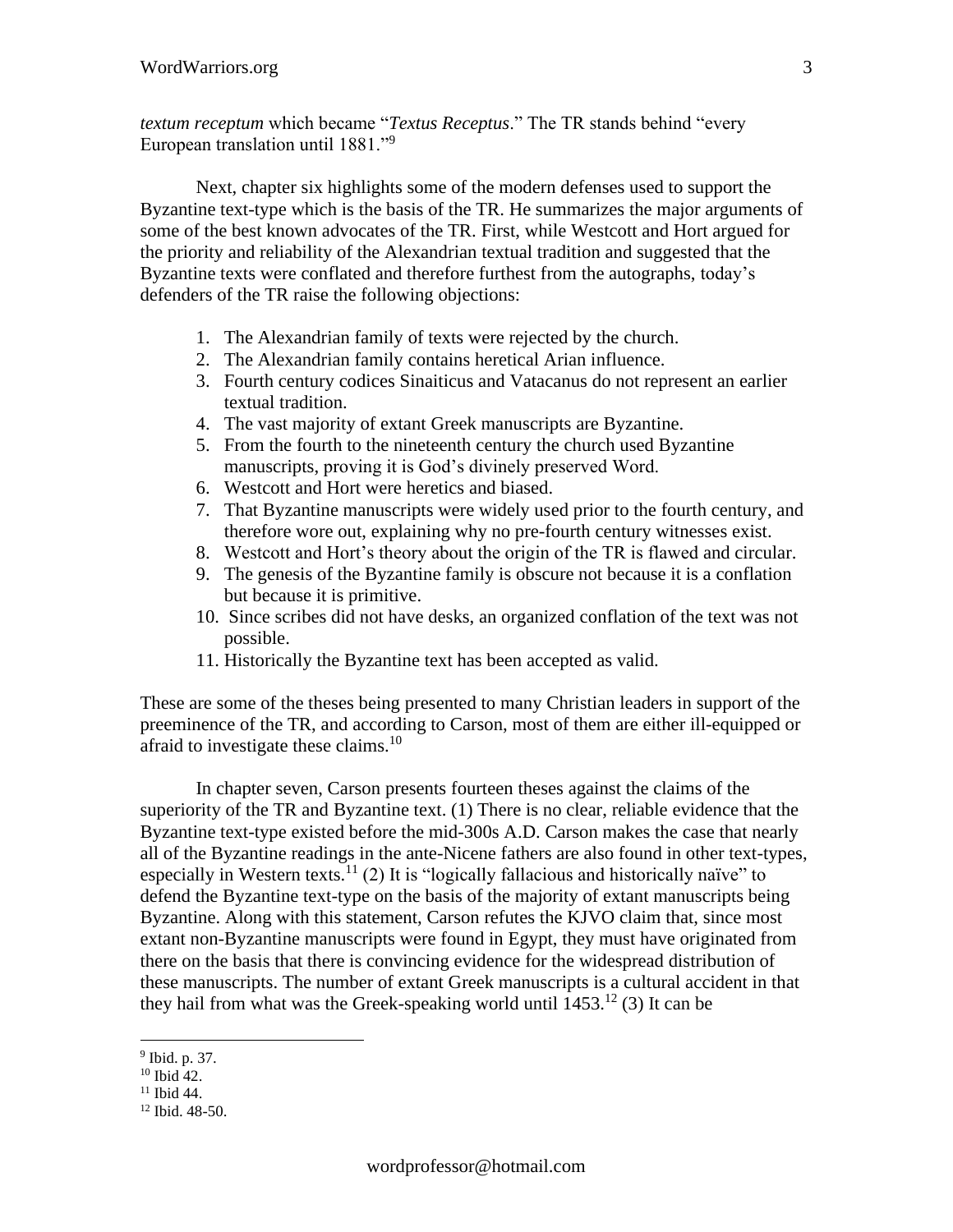*textum receptum* which became "*Textus Receptus*." The TR stands behind "every European translation until 1881."[9]

Next, chapter six highlights some of the modern defenses used to support the Byzantine text-type which is the basis of the TR. He summarizes the major arguments of some of the best known advocates of the TR. First, while Westcott and Hort argued for the priority and reliability of the Alexandrian textual tradition and suggested that the Byzantine texts were conflated and therefore furthest from the autographs, today's defenders of the TR raise the following objections:

1. The Alexandrian family of texts were rejected by the church.
2. The Alexandrian family contains heretical Arian influence.
3. Fourth century codices Sinaiticus and Vatacanus do not represent an earlier textual tradition.
4. The vast majority of extant Greek manuscripts are Byzantine.
5. From the fourth to the nineteenth century the church used Byzantine manuscripts, proving it is God's divinely preserved Word.
6. Westcott and Hort were heretics and biased.
7. That Byzantine manuscripts were widely used prior to the fourth century, and therefore wore out, explaining why no pre-fourth century witnesses exist.
8. Westcott and Hort's theory about the origin of the TR is flawed and circular.
9. The genesis of the Byzantine family is obscure not because it is a conflation but because it is primitive.
10. Since scribes did not have desks, an organized conflation of the text was not possible.
11. Historically the Byzantine text has been accepted as valid.

These are some of the theses being presented to many Christian leaders in support of the preeminence of the TR, and according to Carson, most of them are either ill-equipped or afraid to investigate these claims.[10]

In chapter seven, Carson presents fourteen theses against the claims of the superiority of the TR and Byzantine text. (1) There is no clear, reliable evidence that the Byzantine text-type existed before the mid-300s A.D. Carson makes the case that nearly all of the Byzantine readings in the ante-Nicene fathers are also found in other text-types, especially in Western texts.[11] (2) It is "logically fallacious and historically naïve" to defend the Byzantine text-type on the basis of the majority of extant manuscripts being Byzantine. Along with this statement, Carson refutes the KJVO claim that, since most extant non-Byzantine manuscripts were found in Egypt, they must have originated from there on the basis that there is convincing evidence for the widespread distribution of these manuscripts. The number of extant Greek manuscripts is a cultural accident in that they hail from what was the Greek-speaking world until 1453.[12] (3) It can be

---

[9] Ibid. p. 37.

[10] Ibid 42.

[11] Ibid 44.

[12] Ibid. 48-50.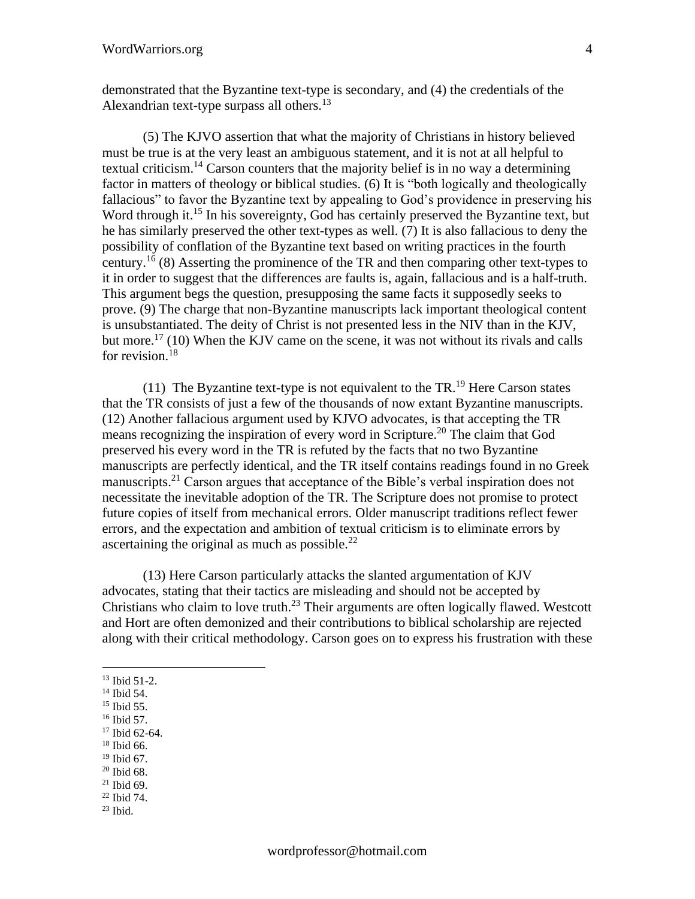demonstrated that the Byzantine text-type is secondary, and (4) the credentials of the Alexandrian text-type surpass all others.[13]

(5) The KJVO assertion that what the majority of Christians in history believed must be true is at the very least an ambiguous statement, and it is not at all helpful to textual criticism.[14] Carson counters that the majority belief is in no way a determining factor in matters of theology or biblical studies. (6) It is "both logically and theologically fallacious" to favor the Byzantine text by appealing to God's providence in preserving his Word through it.[15] In his sovereignty, God has certainly preserved the Byzantine text, but he has similarly preserved the other text-types as well. (7) It is also fallacious to deny the possibility of conflation of the Byzantine text based on writing practices in the fourth century.[16] (8) Asserting the prominence of the TR and then comparing other text-types to it in order to suggest that the differences are faults is, again, fallacious and is a half-truth. This argument begs the question, presupposing the same facts it supposedly seeks to prove. (9) The charge that non-Byzantine manuscripts lack important theological content is unsubstantiated. The deity of Christ is not presented less in the NIV than in the KJV, but more.[17] (10) When the KJV came on the scene, it was not without its rivals and calls for revision.[18]

(11) The Byzantine text-type is not equivalent to the TR.[19] Here Carson states that the TR consists of just a few of the thousands of now extant Byzantine manuscripts. (12) Another fallacious argument used by KJVO advocates, is that accepting the TR means recognizing the inspiration of every word in Scripture.[20] The claim that God preserved his every word in the TR is refuted by the facts that no two Byzantine manuscripts are perfectly identical, and the TR itself contains readings found in no Greek manuscripts.[21] Carson argues that acceptance of the Bible's verbal inspiration does not necessitate the inevitable adoption of the TR. The Scripture does not promise to protect future copies of itself from mechanical errors. Older manuscript traditions reflect fewer errors, and the expectation and ambition of textual criticism is to eliminate errors by ascertaining the original as much as possible.[22]

(13) Here Carson particularly attacks the slanted argumentation of KJV advocates, stating that their tactics are misleading and should not be accepted by Christians who claim to love truth.[23] Their arguments are often logically flawed. Westcott and Hort are often demonized and their contributions to biblical scholarship are rejected along with their critical methodology. Carson goes on to express his frustration with these

---

[13] Ibid 51-2.
[14] Ibid 54.
[15] Ibid 55.
[16] Ibid 57.
[17] Ibid 62-64.
[18] Ibid 66.
[19] Ibid 67.
[20] Ibid 68.
[21] Ibid 69.
[22] Ibid 74.
[23] Ibid.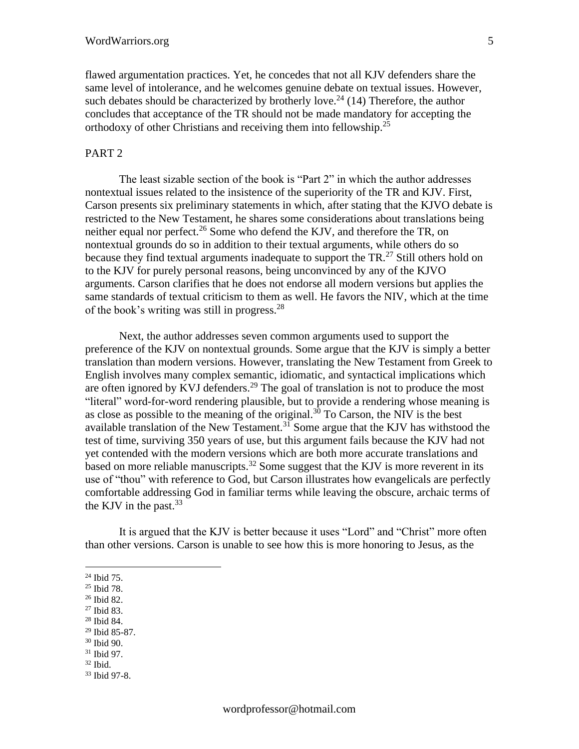flawed argumentation practices. Yet, he concedes that not all KJV defenders share the same level of intolerance, and he welcomes genuine debate on textual issues. However, such debates should be characterized by brotherly love.[24] (14) Therefore, the author concludes that acceptance of the TR should not be made mandatory for accepting the orthodoxy of other Christians and receiving them into fellowship.[25]

PART 2

The least sizable section of the book is "Part 2" in which the author addresses nontextual issues related to the insistence of the superiority of the TR and KJV. First, Carson presents six preliminary statements in which, after stating that the KJVO debate is restricted to the New Testament, he shares some considerations about translations being neither equal nor perfect.[26] Some who defend the KJV, and therefore the TR, on nontextual grounds do so in addition to their textual arguments, while others do so because they find textual arguments inadequate to support the TR.[27] Still others hold on to the KJV for purely personal reasons, being unconvinced by any of the KJVO arguments. Carson clarifies that he does not endorse all modern versions but applies the same standards of textual criticism to them as well. He favors the NIV, which at the time of the book's writing was still in progress.[28]

Next, the author addresses seven common arguments used to support the preference of the KJV on nontextual grounds. Some argue that the KJV is simply a better translation than modern versions. However, translating the New Testament from Greek to English involves many complex semantic, idiomatic, and syntactical implications which are often ignored by KVJ defenders.[29] The goal of translation is not to produce the most "literal" word-for-word rendering plausible, but to provide a rendering whose meaning is as close as possible to the meaning of the original.[30] To Carson, the NIV is the best available translation of the New Testament.[31] Some argue that the KJV has withstood the test of time, surviving 350 years of use, but this argument fails because the KJV had not yet contended with the modern versions which are both more accurate translations and based on more reliable manuscripts.[32] Some suggest that the KJV is more reverent in its use of "thou" with reference to God, but Carson illustrates how evangelicals are perfectly comfortable addressing God in familiar terms while leaving the obscure, archaic terms of the KJV in the past.[33]

It is argued that the KJV is better because it uses "Lord" and "Christ" more often than other versions. Carson is unable to see how this is more honoring to Jesus, as the

[24] Ibid 75.
[25] Ibid 78.
[26] Ibid 82.
[27] Ibid 83.
[28] Ibid 84.
[29] Ibid 85-87.
[30] Ibid 90.
[31] Ibid 97.
[32] Ibid.
[33] Ibid 97-8.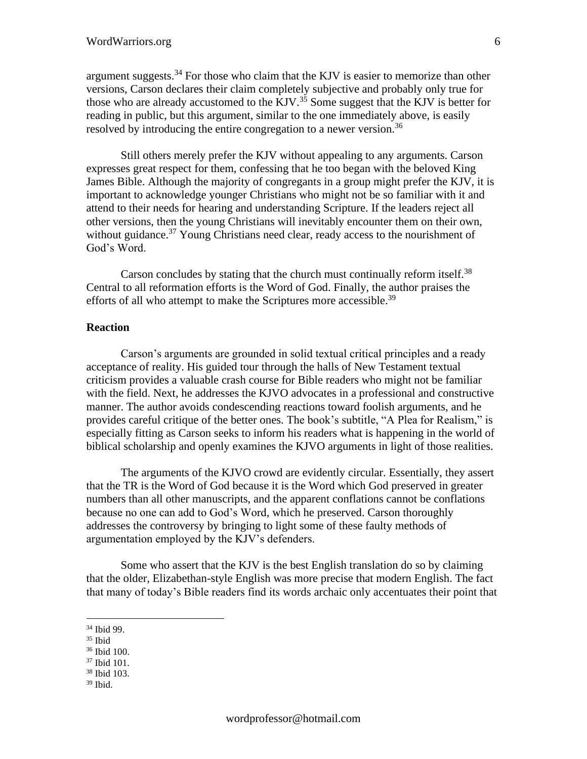argument suggests.[34] For those who claim that the KJV is easier to memorize than other versions, Carson declares their claim completely subjective and probably only true for those who are already accustomed to the KJV.[35] Some suggest that the KJV is better for reading in public, but this argument, similar to the one immediately above, is easily resolved by introducing the entire congregation to a newer version.[36]

Still others merely prefer the KJV without appealing to any arguments. Carson expresses great respect for them, confessing that he too began with the beloved King James Bible. Although the majority of congregants in a group might prefer the KJV, it is important to acknowledge younger Christians who might not be so familiar with it and attend to their needs for hearing and understanding Scripture. If the leaders reject all other versions, then the young Christians will inevitably encounter them on their own, without guidance.[37] Young Christians need clear, ready access to the nourishment of God's Word.

Carson concludes by stating that the church must continually reform itself.[38] Central to all reformation efforts is the Word of God. Finally, the author praises the efforts of all who attempt to make the Scriptures more accessible.[39]

**Reaction**

Carson's arguments are grounded in solid textual critical principles and a ready acceptance of reality. His guided tour through the halls of New Testament textual criticism provides a valuable crash course for Bible readers who might not be familiar with the field. Next, he addresses the KJVO advocates in a professional and constructive manner. The author avoids condescending reactions toward foolish arguments, and he provides careful critique of the better ones. The book's subtitle, "A Plea for Realism," is especially fitting as Carson seeks to inform his readers what is happening in the world of biblical scholarship and openly examines the KJVO arguments in light of those realities.

The arguments of the KJVO crowd are evidently circular. Essentially, they assert that the TR is the Word of God because it is the Word which God preserved in greater numbers than all other manuscripts, and the apparent conflations cannot be conflations because no one can add to God's Word, which he preserved. Carson thoroughly addresses the controversy by bringing to light some of these faulty methods of argumentation employed by the KJV's defenders.

Some who assert that the KJV is the best English translation do so by claiming that the older, Elizabethan-style English was more precise that modern English. The fact that many of today's Bible readers find its words archaic only accentuates their point that

---

[34] Ibid 99.
[35] Ibid
[36] Ibid 100.
[37] Ibid 101.
[38] Ibid 103.
[39] Ibid.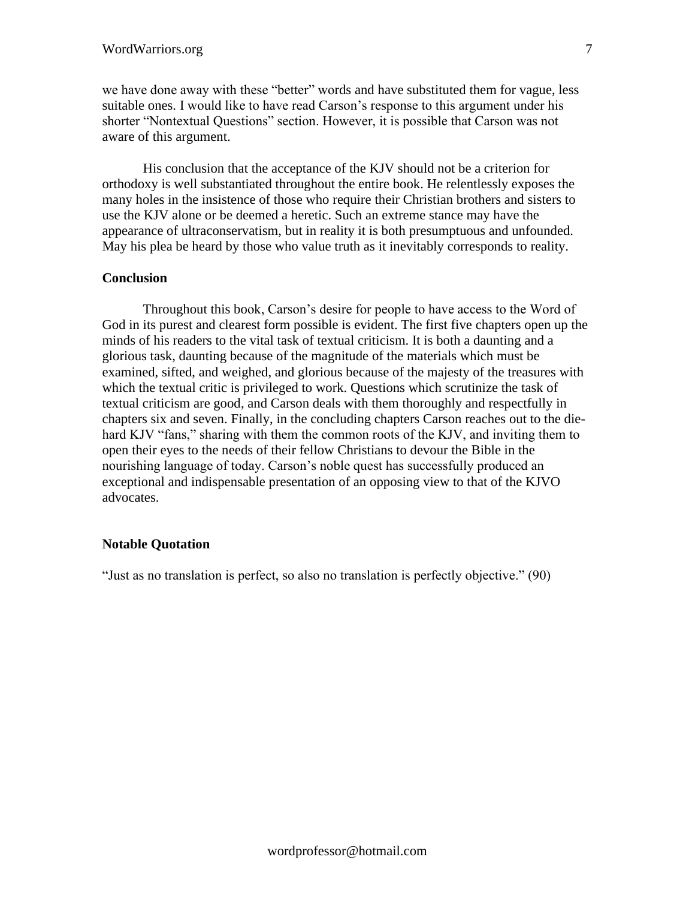we have done away with these "better" words and have substituted them for vague, less suitable ones. I would like to have read Carson's response to this argument under his shorter "Nontextual Questions" section. However, it is possible that Carson was not aware of this argument.

His conclusion that the acceptance of the KJV should not be a criterion for orthodoxy is well substantiated throughout the entire book. He relentlessly exposes the many holes in the insistence of those who require their Christian brothers and sisters to use the KJV alone or be deemed a heretic. Such an extreme stance may have the appearance of ultraconservatism, but in reality it is both presumptuous and unfounded. May his plea be heard by those who value truth as it inevitably corresponds to reality.

**Conclusion**

Throughout this book, Carson's desire for people to have access to the Word of God in its purest and clearest form possible is evident. The first five chapters open up the minds of his readers to the vital task of textual criticism. It is both a daunting and a glorious task, daunting because of the magnitude of the materials which must be examined, sifted, and weighed, and glorious because of the majesty of the treasures with which the textual critic is privileged to work. Questions which scrutinize the task of textual criticism are good, and Carson deals with them thoroughly and respectfully in chapters six and seven. Finally, in the concluding chapters Carson reaches out to the die-hard KJV "fans," sharing with them the common roots of the KJV, and inviting them to open their eyes to the needs of their fellow Christians to devour the Bible in the nourishing language of today. Carson's noble quest has successfully produced an exceptional and indispensable presentation of an opposing view to that of the KJVO advocates.

**Notable Quotation**

"Just as no translation is perfect, so also no translation is perfectly objective." (90)